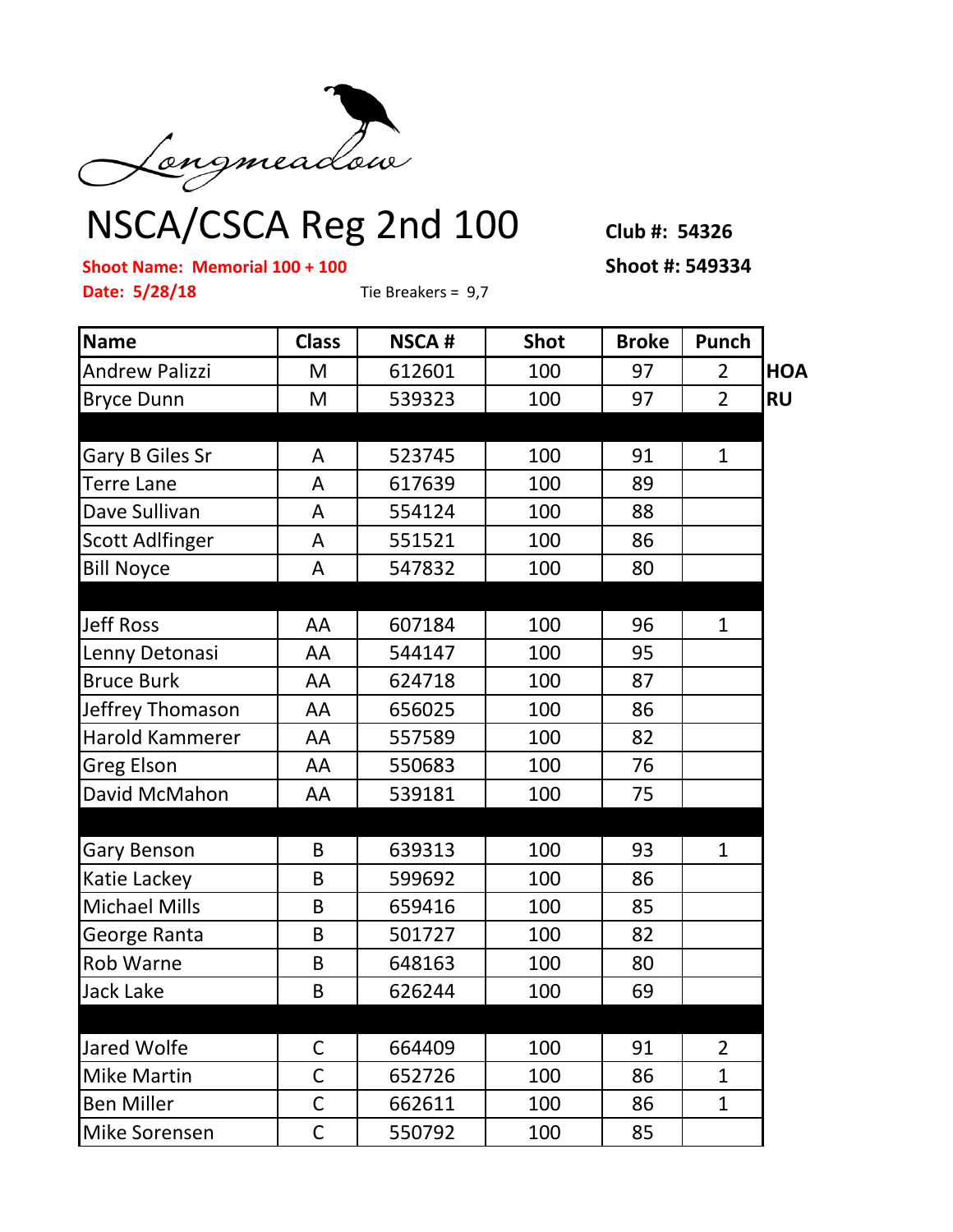Longmeadow

# NSCA/CSCA Reg 2nd 100

**Club #: 54326**

**Shoot Name: Memorial 100 + 100**

**Shoot #: 549334**

**Date: 5/28/18**

Tie Breakers = 9,7

| Name | Class | NSCA # | Shot | Broke | Punch | |
|---|---|---|---|---|---|---|
| Andrew Palizzi | M | 612601 | 100 | 97 | 2 | HOA |
| Bryce Dunn | M | 539323 | 100 | 97 | 2 | RU |
| | | | | | | |
| Gary B Giles Sr | A | 523745 | 100 | 91 | 1 | |
| Terre Lane | A | 617639 | 100 | 89 | | |
| Dave Sullivan | A | 554124 | 100 | 88 | | |
| Scott Adlfinger | A | 551521 | 100 | 86 | | |
| Bill Noyce | A | 547832 | 100 | 80 | | |
| | | | | | | |
| Jeff Ross | AA | 607184 | 100 | 96 | 1 | |
| Lenny Detonasi | AA | 544147 | 100 | 95 | | |
| Bruce Burk | AA | 624718 | 100 | 87 | | |
| Jeffrey Thomason | AA | 656025 | 100 | 86 | | |
| Harold Kammerer | AA | 557589 | 100 | 82 | | |
| Greg Elson | AA | 550683 | 100 | 76 | | |
| David McMahon | AA | 539181 | 100 | 75 | | |
| | | | | | | |
| Gary Benson | B | 639313 | 100 | 93 | 1 | |
| Katie Lackey | B | 599692 | 100 | 86 | | |
| Michael Mills | B | 659416 | 100 | 85 | | |
| George Ranta | B | 501727 | 100 | 82 | | |
| Rob Warne | B | 648163 | 100 | 80 | | |
| Jack Lake | B | 626244 | 100 | 69 | | |
| | | | | | | |
| Jared Wolfe | C | 664409 | 100 | 91 | 2 | |
| Mike Martin | C | 652726 | 100 | 86 | 1 | |
| Ben Miller | C | 662611 | 100 | 86 | 1 | |
| Mike Sorensen | C | 550792 | 100 | 85 | | |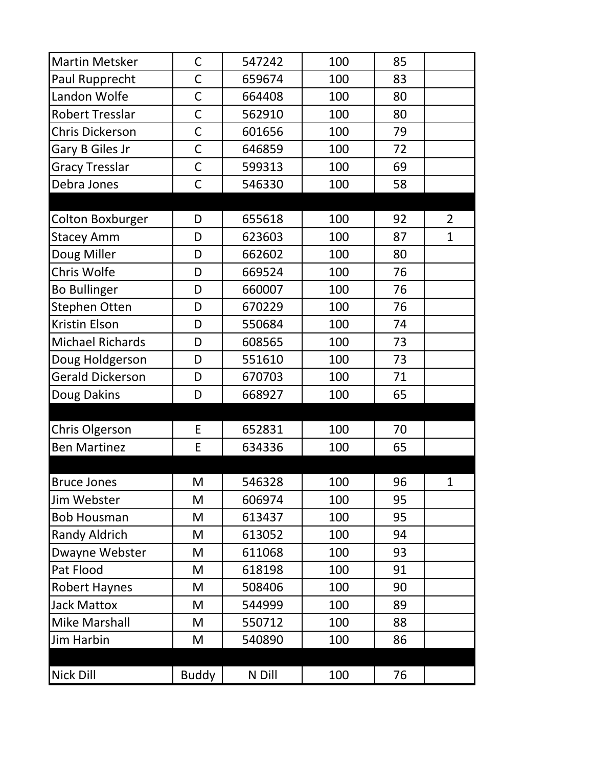| | | | | | |
|---|---|---|---|---|---|
| Martin Metsker | C | 547242 | 100 | 85 | |
| Paul Rupprecht | C | 659674 | 100 | 83 | |
| Landon Wolfe | C | 664408 | 100 | 80 | |
| Robert Tresslar | C | 562910 | 100 | 80 | |
| Chris Dickerson | C | 601656 | 100 | 79 | |
| Gary B Giles Jr | C | 646859 | 100 | 72 | |
| Gracy Tresslar | C | 599313 | 100 | 69 | |
| Debra Jones | C | 546330 | 100 | 58 | |
| | | | | | |
| Colton Boxburger | D | 655618 | 100 | 92 | 2 |
| Stacey Amm | D | 623603 | 100 | 87 | 1 |
| Doug Miller | D | 662602 | 100 | 80 | |
| Chris Wolfe | D | 669524 | 100 | 76 | |
| Bo Bullinger | D | 660007 | 100 | 76 | |
| Stephen Otten | D | 670229 | 100 | 76 | |
| Kristin Elson | D | 550684 | 100 | 74 | |
| Michael Richards | D | 608565 | 100 | 73 | |
| Doug Holdgerson | D | 551610 | 100 | 73 | |
| Gerald Dickerson | D | 670703 | 100 | 71 | |
| Doug Dakins | D | 668927 | 100 | 65 | |
| | | | | | |
| Chris Olgerson | E | 652831 | 100 | 70 | |
| Ben Martinez | E | 634336 | 100 | 65 | |
| | | | | | |
| Bruce Jones | M | 546328 | 100 | 96 | 1 |
| Jim Webster | M | 606974 | 100 | 95 | |
| Bob Housman | M | 613437 | 100 | 95 | |
| Randy Aldrich | M | 613052 | 100 | 94 | |
| Dwayne Webster | M | 611068 | 100 | 93 | |
| Pat Flood | M | 618198 | 100 | 91 | |
| Robert Haynes | M | 508406 | 100 | 90 | |
| Jack Mattox | M | 544999 | 100 | 89 | |
| Mike Marshall | M | 550712 | 100 | 88 | |
| Jim Harbin | M | 540890 | 100 | 86 | |
| | | | | | |
| Nick Dill | Buddy | N Dill | 100 | 76 | |